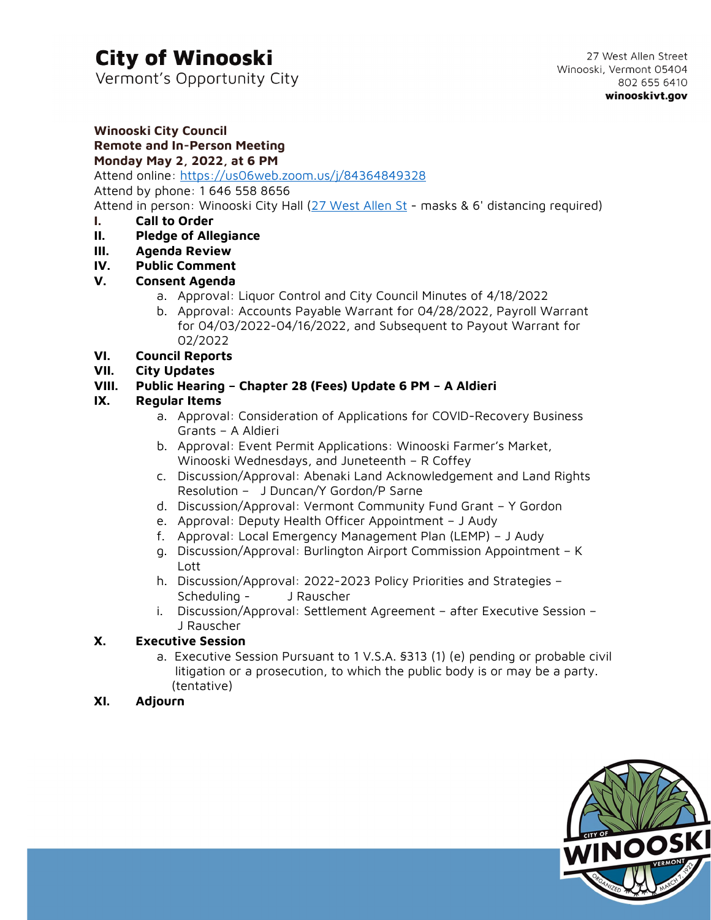# City of Winooski

Vermont's Opportunity City

27 West Allen Street
Winooski, Vermont 05404
802 655 6410
**winooskivt.gov**

**Winooski City Council**
**Remote and In-Person Meeting**
**Monday May 2, 2022, at 6 PM**

Attend online: https://us06web.zoom.us/j/84364849328
Attend by phone: 1 646 558 8656
Attend in person: Winooski City Hall (27 West Allen St - masks & 6' distancing required)

I. **Call to Order**
II. **Pledge of Allegiance**
III. **Agenda Review**
IV. **Public Comment**
V. **Consent Agenda**
   a. Approval: Liquor Control and City Council Minutes of 4/18/2022
   b. Approval: Accounts Payable Warrant for 04/28/2022, Payroll Warrant for 04/03/2022-04/16/2022, and Subsequent to Payout Warrant for 02/2022
VI. **Council Reports**
VII. **City Updates**
VIII. **Public Hearing – Chapter 28 (Fees) Update 6 PM – A Aldieri**
IX. **Regular Items**
   a. Approval: Consideration of Applications for COVID-Recovery Business Grants – A Aldieri
   b. Approval: Event Permit Applications: Winooski Farmer's Market, Winooski Wednesdays, and Juneteenth – R Coffey
   c. Discussion/Approval: Abenaki Land Acknowledgement and Land Rights Resolution – J Duncan/Y Gordon/P Sarne
   d. Discussion/Approval: Vermont Community Fund Grant – Y Gordon
   e. Approval: Deputy Health Officer Appointment – J Audy
   f. Approval: Local Emergency Management Plan (LEMP) – J Audy
   g. Discussion/Approval: Burlington Airport Commission Appointment – K Lott
   h. Discussion/Approval: 2022-2023 Policy Priorities and Strategies – Scheduling - J Rauscher
   i. Discussion/Approval: Settlement Agreement – after Executive Session – J Rauscher
X. **Executive Session**
   a. Executive Session Pursuant to 1 V.S.A. §313 (1) (e) pending or probable civil litigation or a prosecution, to which the public body is or may be a party. (tentative)
XI. **Adjourn**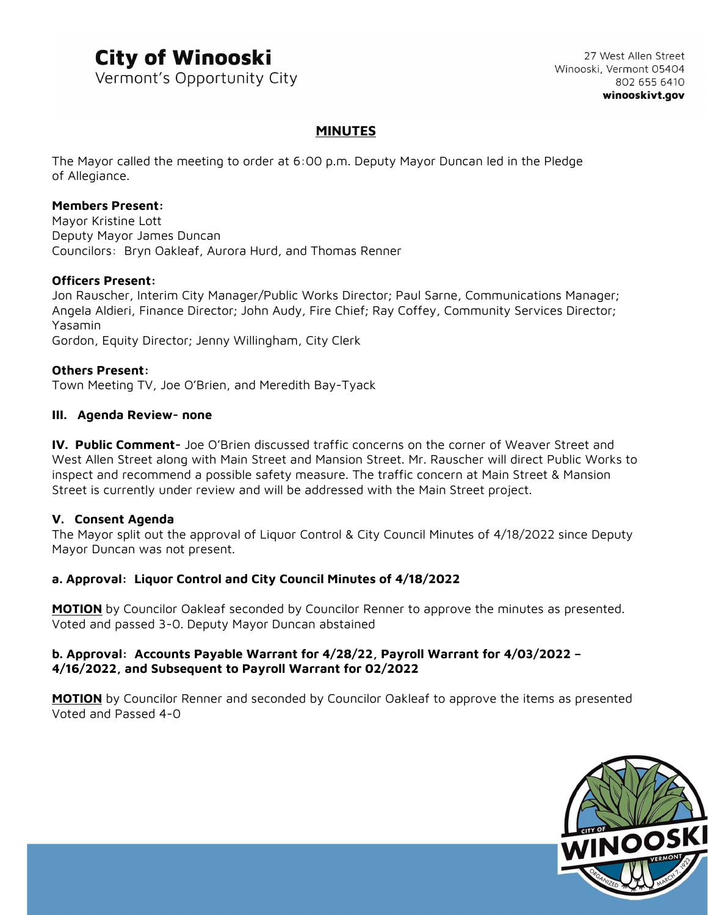## MINUTES

The Mayor called the meeting to order at 6:00 p.m. Deputy Mayor Duncan led in the Pledge of Allegiance.

**Members Present:**
Mayor Kristine Lott
Deputy Mayor James Duncan
Councilors: Bryn Oakleaf, Aurora Hurd, and Thomas Renner

**Officers Present:**
Jon Rauscher, Interim City Manager/Public Works Director; Paul Sarne, Communications Manager; Angela Aldieri, Finance Director; John Audy, Fire Chief; Ray Coffey, Community Services Director; Yasamin
Gordon, Equity Director; Jenny Willingham, City Clerk

**Others Present:**
Town Meeting TV, Joe O'Brien, and Meredith Bay-Tyack

**III. Agenda Review- none**

**IV. Public Comment-** Joe O'Brien discussed traffic concerns on the corner of Weaver Street and West Allen Street along with Main Street and Mansion Street. Mr. Rauscher will direct Public Works to inspect and recommend a possible safety measure. The traffic concern at Main Street & Mansion Street is currently under review and will be addressed with the Main Street project.

**V. Consent Agenda**
The Mayor split out the approval of Liquor Control & City Council Minutes of 4/18/2022 since Deputy Mayor Duncan was not present.

**a. Approval: Liquor Control and City Council Minutes of 4/18/2022**

**MOTION** by Councilor Oakleaf seconded by Councilor Renner to approve the minutes as presented. Voted and passed 3-0. Deputy Mayor Duncan abstained

**b. Approval: Accounts Payable Warrant for 4/28/22, Payroll Warrant for 4/03/2022 – 4/16/2022, and Subsequent to Payroll Warrant for 02/2022**

**MOTION** by Councilor Renner and seconded by Councilor Oakleaf to approve the items as presented Voted and Passed 4-0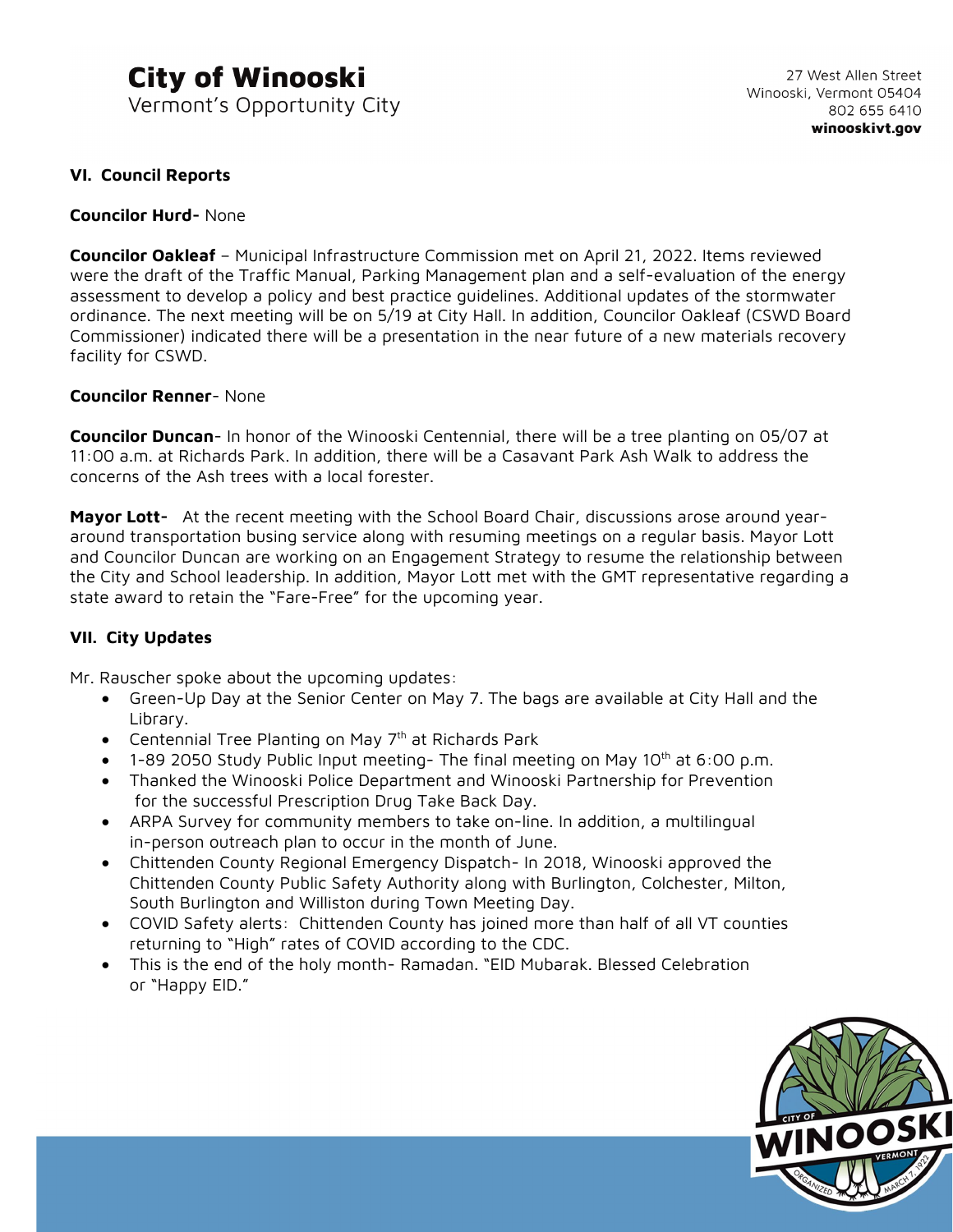## VI. Council Reports

**Councilor Hurd-** None

**Councilor Oakleaf** – Municipal Infrastructure Commission met on April 21, 2022. Items reviewed were the draft of the Traffic Manual, Parking Management plan and a self-evaluation of the energy assessment to develop a policy and best practice guidelines. Additional updates of the stormwater ordinance. The next meeting will be on 5/19 at City Hall. In addition, Councilor Oakleaf (CSWD Board Commissioner) indicated there will be a presentation in the near future of a new materials recovery facility for CSWD.

**Councilor Renner**- None

**Councilor Duncan**- In honor of the Winooski Centennial, there will be a tree planting on 05/07 at 11:00 a.m. at Richards Park. In addition, there will be a Casavant Park Ash Walk to address the concerns of the Ash trees with a local forester.

**Mayor Lott-** At the recent meeting with the School Board Chair, discussions arose around year-around transportation busing service along with resuming meetings on a regular basis. Mayor Lott and Councilor Duncan are working on an Engagement Strategy to resume the relationship between the City and School leadership. In addition, Mayor Lott met with the GMT representative regarding a state award to retain the "Fare-Free" for the upcoming year.

## VII. City Updates

Mr. Rauscher spoke about the upcoming updates:

- Green-Up Day at the Senior Center on May 7. The bags are available at City Hall and the Library.
- Centennial Tree Planting on May 7th at Richards Park
- 1-89 2050 Study Public Input meeting- The final meeting on May 10th at 6:00 p.m.
- Thanked the Winooski Police Department and Winooski Partnership for Prevention for the successful Prescription Drug Take Back Day.
- ARPA Survey for community members to take on-line. In addition, a multilingual in-person outreach plan to occur in the month of June.
- Chittenden County Regional Emergency Dispatch- In 2018, Winooski approved the Chittenden County Public Safety Authority along with Burlington, Colchester, Milton, South Burlington and Williston during Town Meeting Day.
- COVID Safety alerts: Chittenden County has joined more than half of all VT counties returning to "High" rates of COVID according to the CDC.
- This is the end of the holy month- Ramadan. "EID Mubarak. Blessed Celebration or "Happy EID."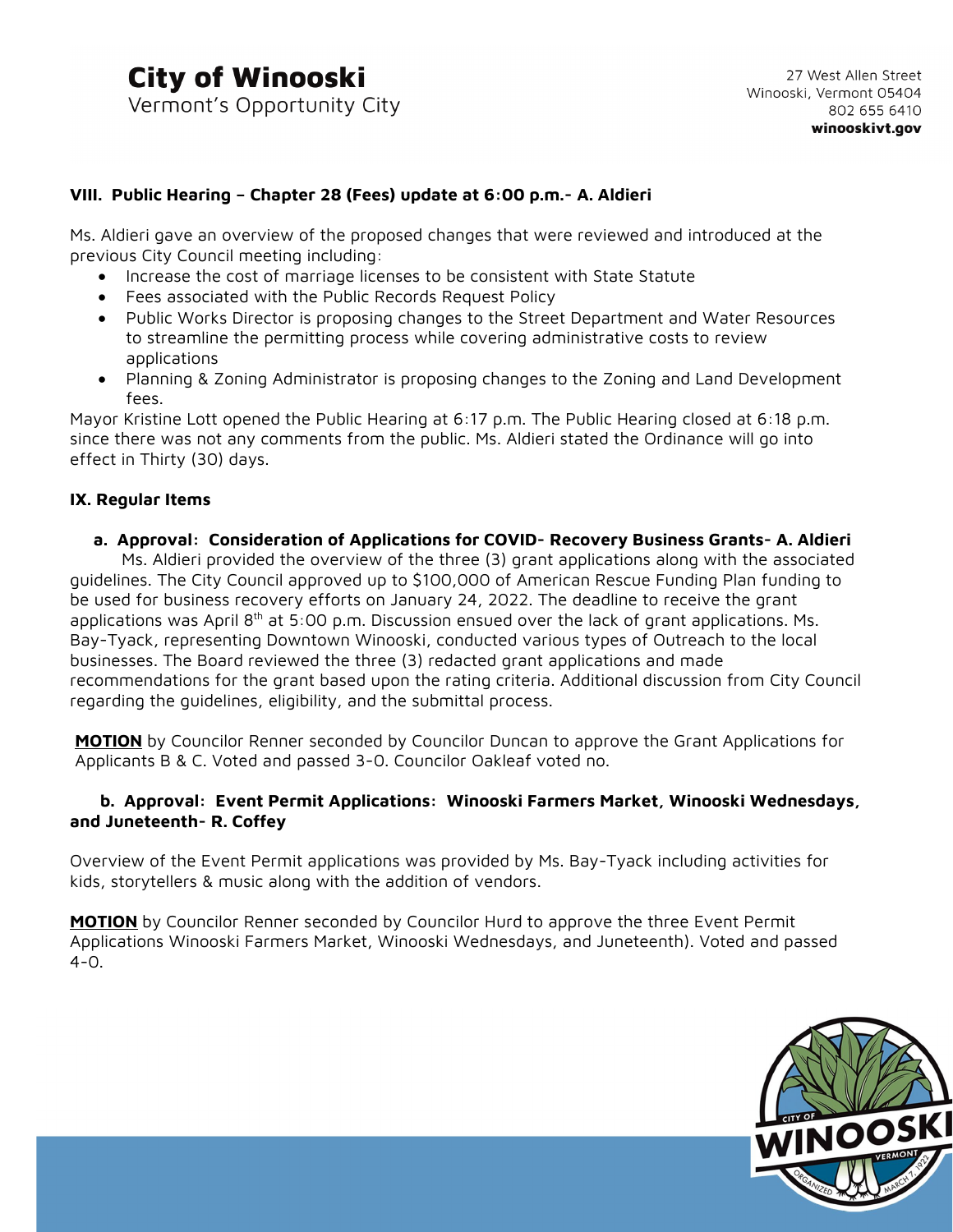### VIII. Public Hearing – Chapter 28 (Fees) update at 6:00 p.m.- A. Aldieri

Ms. Aldieri gave an overview of the proposed changes that were reviewed and introduced at the previous City Council meeting including:

- Increase the cost of marriage licenses to be consistent with State Statute
- Fees associated with the Public Records Request Policy
- Public Works Director is proposing changes to the Street Department and Water Resources to streamline the permitting process while covering administrative costs to review applications
- Planning & Zoning Administrator is proposing changes to the Zoning and Land Development fees.

Mayor Kristine Lott opened the Public Hearing at 6:17 p.m. The Public Hearing closed at 6:18 p.m. since there was not any comments from the public. Ms. Aldieri stated the Ordinance will go into effect in Thirty (30) days.

### IX. Regular Items

**a. Approval: Consideration of Applications for COVID- Recovery Business Grants- A. Aldieri**

Ms. Aldieri provided the overview of the three (3) grant applications along with the associated guidelines. The City Council approved up to $100,000 of American Rescue Funding Plan funding to be used for business recovery efforts on January 24, 2022. The deadline to receive the grant applications was April 8th at 5:00 p.m. Discussion ensued over the lack of grant applications. Ms. Bay-Tyack, representing Downtown Winooski, conducted various types of Outreach to the local businesses. The Board reviewed the three (3) redacted grant applications and made recommendations for the grant based upon the rating criteria. Additional discussion from City Council regarding the guidelines, eligibility, and the submittal process.

**MOTION** by Councilor Renner seconded by Councilor Duncan to approve the Grant Applications for Applicants B & C. Voted and passed 3-0. Councilor Oakleaf voted no.

**b. Approval: Event Permit Applications: Winooski Farmers Market, Winooski Wednesdays, and Juneteenth- R. Coffey**

Overview of the Event Permit applications was provided by Ms. Bay-Tyack including activities for kids, storytellers & music along with the addition of vendors.

**MOTION** by Councilor Renner seconded by Councilor Hurd to approve the three Event Permit Applications Winooski Farmers Market, Winooski Wednesdays, and Juneteenth). Voted and passed 4-0.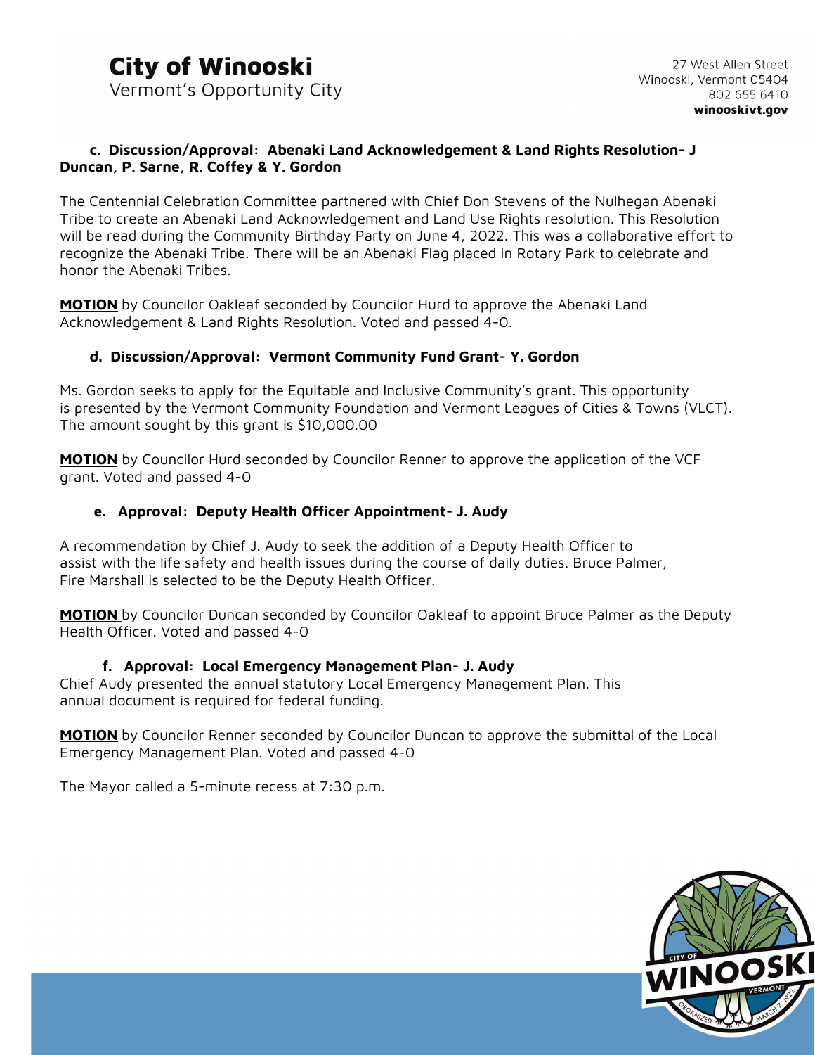**c. Discussion/Approval: Abenaki Land Acknowledgement & Land Rights Resolution- J Duncan, P. Sarne, R. Coffey & Y. Gordon**

The Centennial Celebration Committee partnered with Chief Don Stevens of the Nulhegan Abenaki Tribe to create an Abenaki Land Acknowledgement and Land Use Rights resolution. This Resolution will be read during the Community Birthday Party on June 4, 2022. This was a collaborative effort to recognize the Abenaki Tribe. There will be an Abenaki Flag placed in Rotary Park to celebrate and honor the Abenaki Tribes.

**MOTION** by Councilor Oakleaf seconded by Councilor Hurd to approve the Abenaki Land Acknowledgement & Land Rights Resolution. Voted and passed 4-0.

**d. Discussion/Approval: Vermont Community Fund Grant- Y. Gordon**

Ms. Gordon seeks to apply for the Equitable and Inclusive Community's grant. This opportunity is presented by the Vermont Community Foundation and Vermont Leagues of Cities & Towns (VLCT). The amount sought by this grant is $10,000.00

**MOTION** by Councilor Hurd seconded by Councilor Renner to approve the application of the VCF grant. Voted and passed 4-0

**e. Approval: Deputy Health Officer Appointment- J. Audy**

A recommendation by Chief J. Audy to seek the addition of a Deputy Health Officer to assist with the life safety and health issues during the course of daily duties. Bruce Palmer, Fire Marshall is selected to be the Deputy Health Officer.

**MOTION** by Councilor Duncan seconded by Councilor Oakleaf to appoint Bruce Palmer as the Deputy Health Officer. Voted and passed 4-0

**f. Approval: Local Emergency Management Plan- J. Audy**

Chief Audy presented the annual statutory Local Emergency Management Plan. This annual document is required for federal funding.

**MOTION** by Councilor Renner seconded by Councilor Duncan to approve the submittal of the Local Emergency Management Plan. Voted and passed 4-0

The Mayor called a 5-minute recess at 7:30 p.m.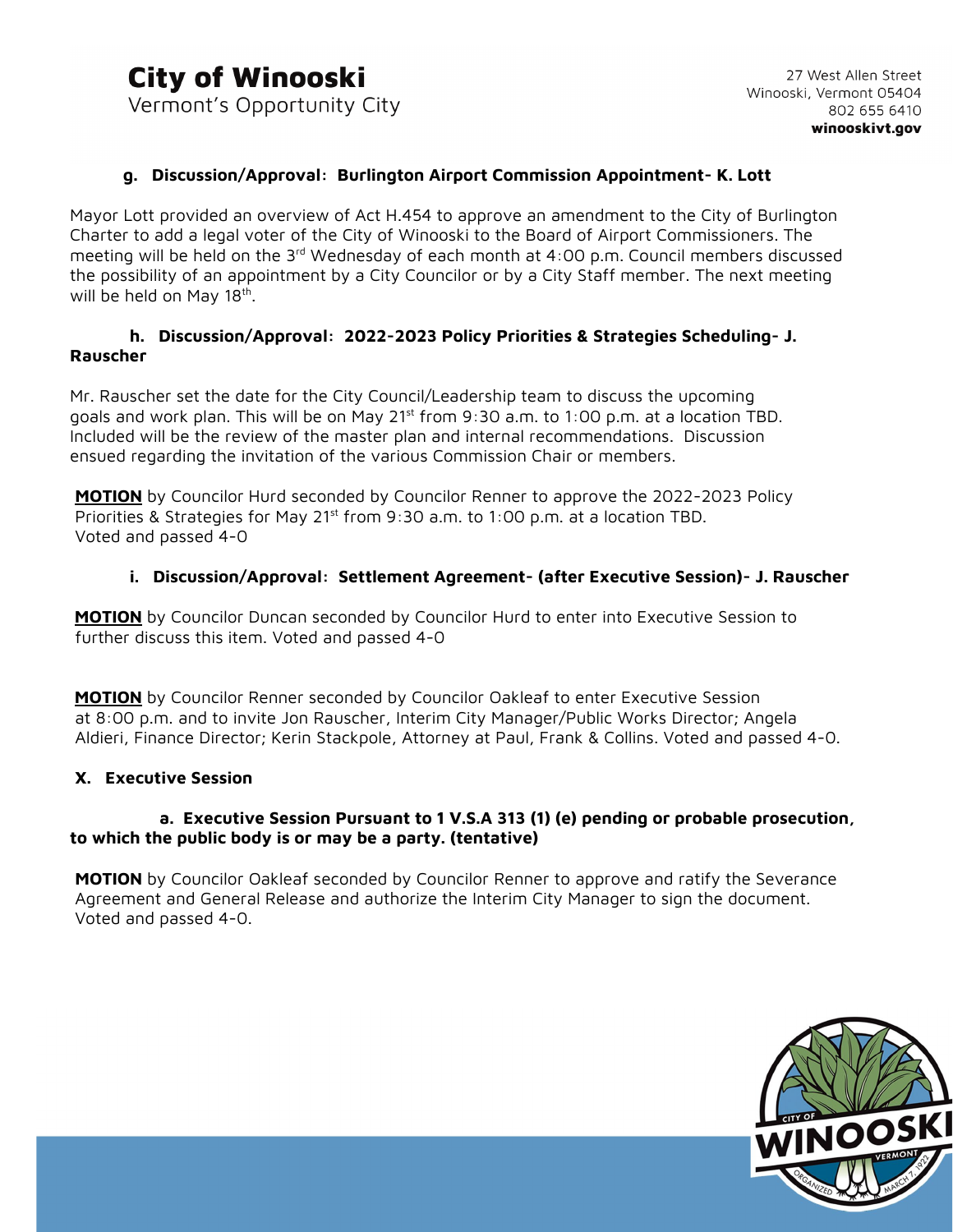### g. Discussion/Approval: Burlington Airport Commission Appointment- K. Lott

Mayor Lott provided an overview of Act H.454 to approve an amendment to the City of Burlington Charter to add a legal voter of the City of Winooski to the Board of Airport Commissioners. The meeting will be held on the 3rd Wednesday of each month at 4:00 p.m. Council members discussed the possibility of an appointment by a City Councilor or by a City Staff member. The next meeting will be held on May 18th.

### h. Discussion/Approval: 2022-2023 Policy Priorities & Strategies Scheduling- J. Rauscher

Mr. Rauscher set the date for the City Council/Leadership team to discuss the upcoming goals and work plan. This will be on May 21st from 9:30 a.m. to 1:00 p.m. at a location TBD. Included will be the review of the master plan and internal recommendations. Discussion ensued regarding the invitation of the various Commission Chair or members.

**MOTION** by Councilor Hurd seconded by Councilor Renner to approve the 2022-2023 Policy Priorities & Strategies for May 21st from 9:30 a.m. to 1:00 p.m. at a location TBD. Voted and passed 4-0

### i. Discussion/Approval: Settlement Agreement- (after Executive Session)- J. Rauscher

**MOTION** by Councilor Duncan seconded by Councilor Hurd to enter into Executive Session to further discuss this item. Voted and passed 4-0

**MOTION** by Councilor Renner seconded by Councilor Oakleaf to enter Executive Session at 8:00 p.m. and to invite Jon Rauscher, Interim City Manager/Public Works Director; Angela Aldieri, Finance Director; Kerin Stackpole, Attorney at Paul, Frank & Collins. Voted and passed 4-0.

## X. Executive Session

### a. Executive Session Pursuant to 1 V.S.A 313 (1) (e) pending or probable prosecution, to which the public body is or may be a party. (tentative)

**MOTION** by Councilor Oakleaf seconded by Councilor Renner to approve and ratify the Severance Agreement and General Release and authorize the Interim City Manager to sign the document. Voted and passed 4-0.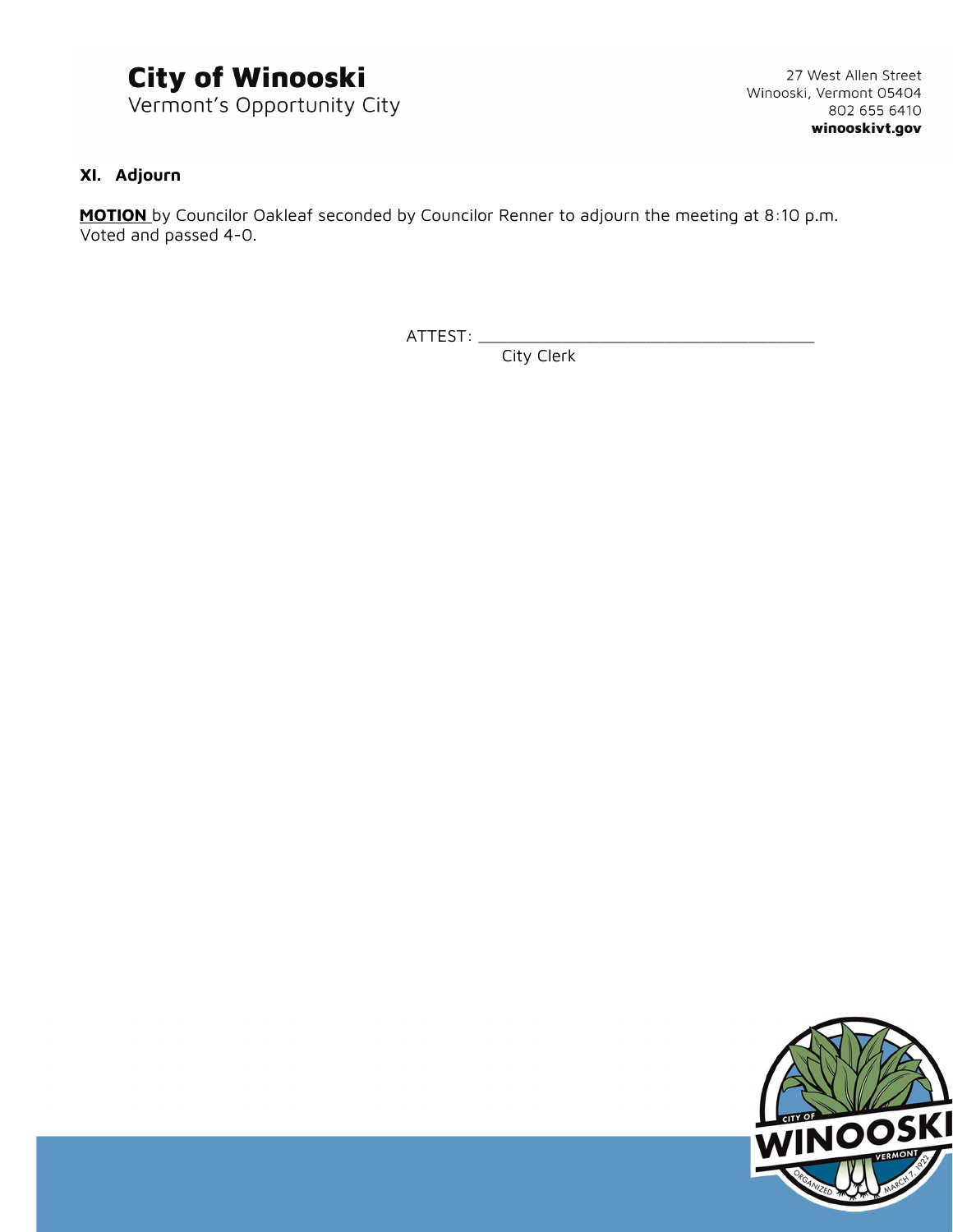### XI. Adjourn

**MOTION** by Councilor Oakleaf seconded by Councilor Renner to adjourn the meeting at 8:10 p.m. Voted and passed 4-0.

ATTEST: ________________________________________
City Clerk